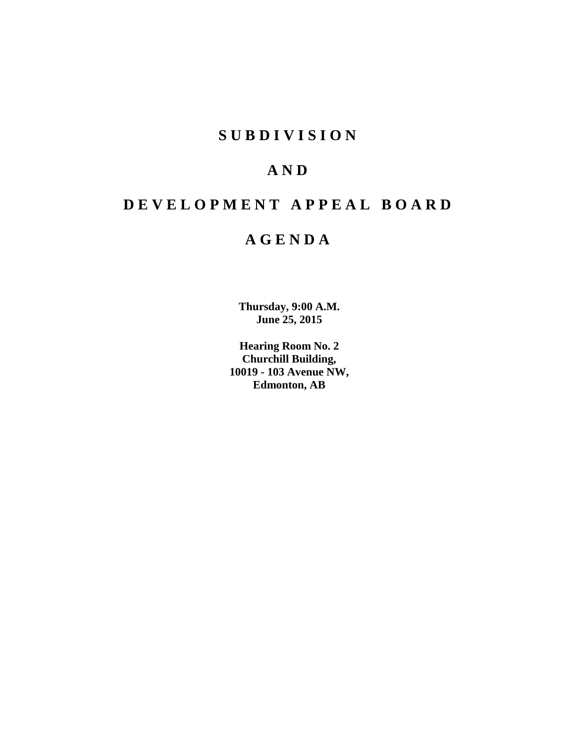# SUBDIVISION

# AND

# DEVELOPMENT APPEAL BOARD

# AGENDA

**Thursday, 9:00 A.M.**
**June 25, 2015**

**Hearing Room No. 2**
**Churchill Building,**
**10019 - 103 Avenue NW,**
**Edmonton, AB**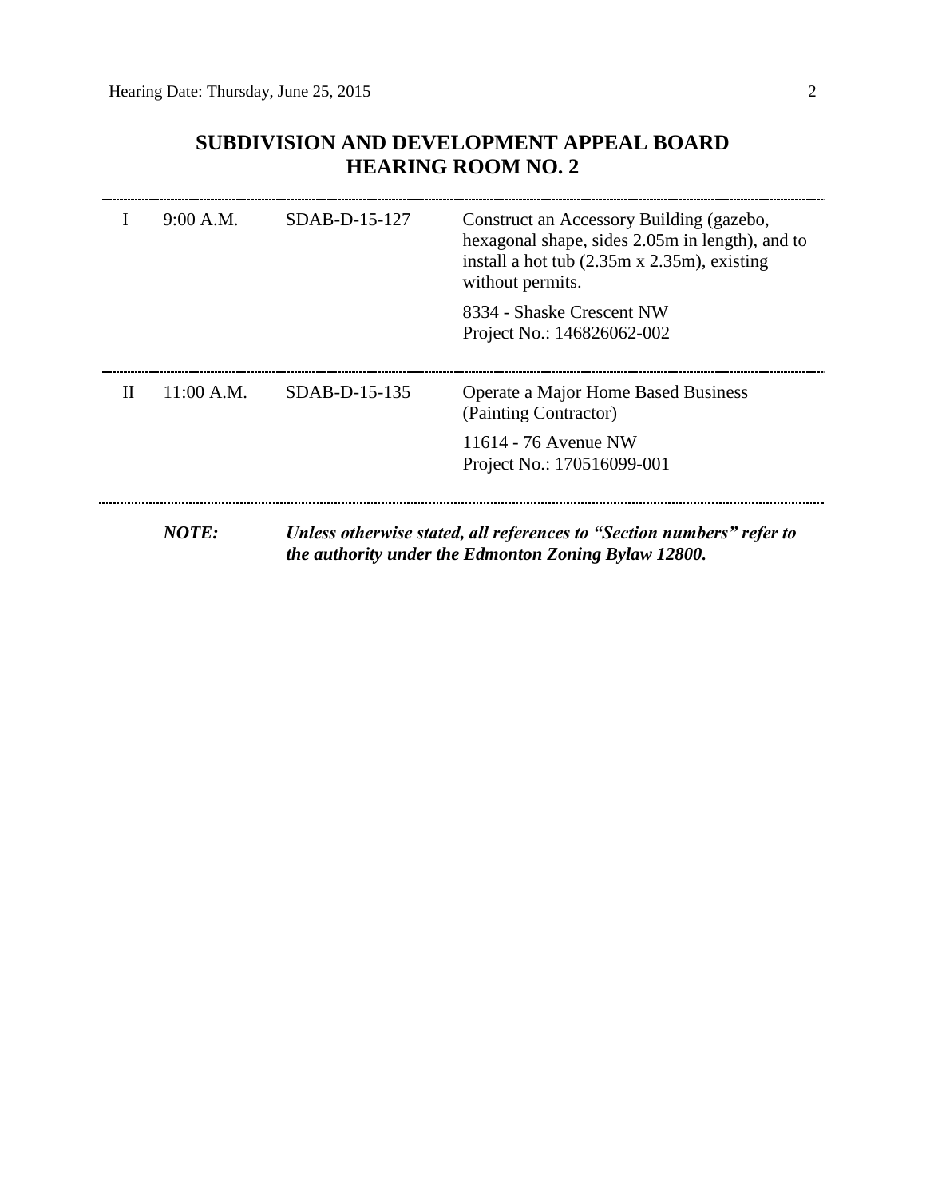## SUBDIVISION AND DEVELOPMENT APPEAL BOARD
## HEARING ROOM NO. 2

| | | | |
|---|---|---|---|
| I | 9:00 A.M. | SDAB-D-15-127 | Construct an Accessory Building (gazebo, hexagonal shape, sides 2.05m in length), and to install a hot tub (2.35m x 2.35m), existing without permits.<br><br>8334 - Shaske Crescent NW<br>Project No.: 146826062-002 |
| II | 11:00 A.M. | SDAB-D-15-135 | Operate a Major Home Based Business (Painting Contractor)<br><br>11614 - 76 Avenue NW<br>Project No.: 170516099-001 |

***NOTE:*** ***Unless otherwise stated, all references to "Section numbers" refer to the authority under the Edmonton Zoning Bylaw 12800.***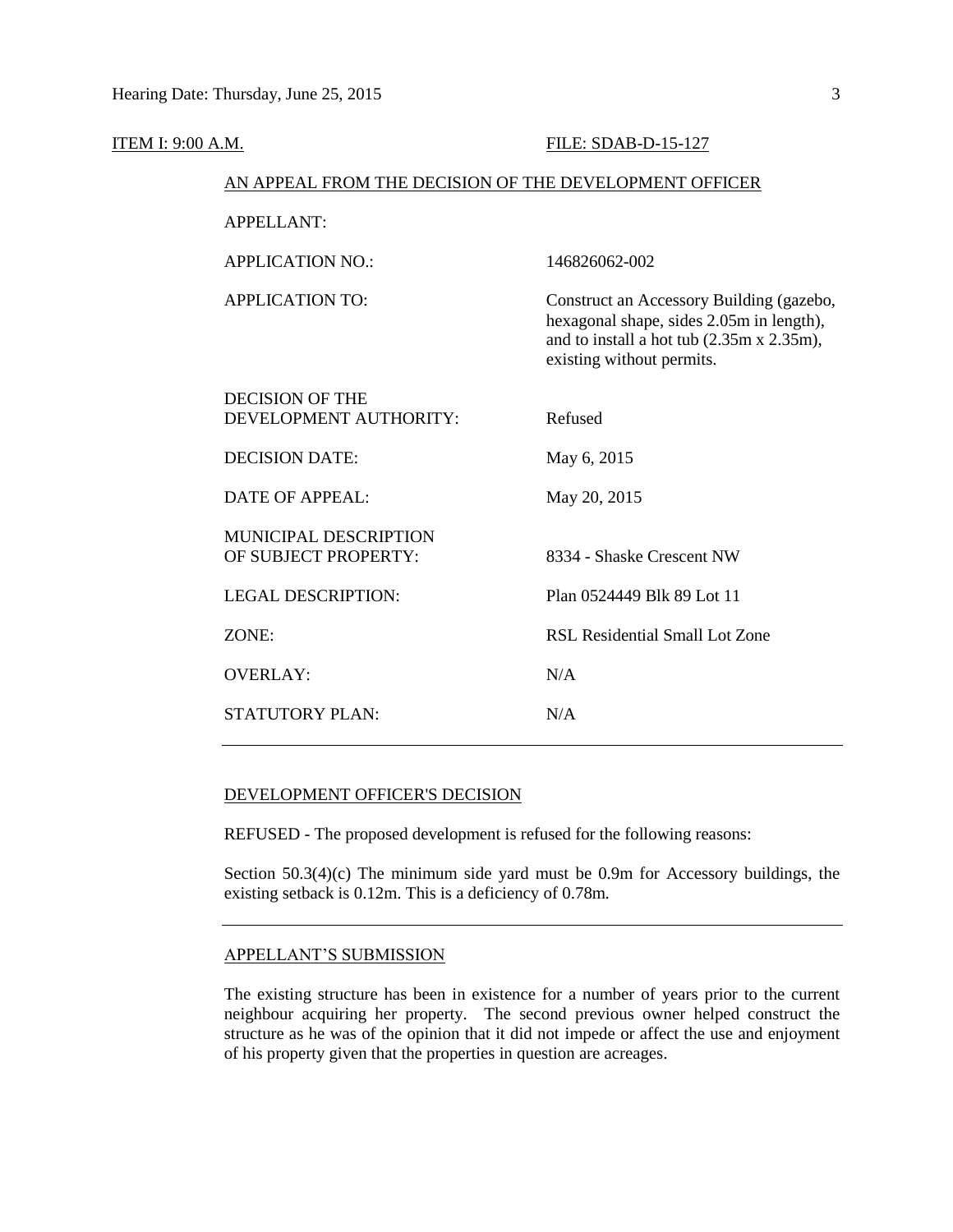ITEM I: 9:00 A.M. FILE: SDAB-D-15-127

AN APPEAL FROM THE DECISION OF THE DEVELOPMENT OFFICER

| | |
|---|---|
| APPELLANT: | |
| APPLICATION NO.: | 146826062-002 |
| APPLICATION TO: | Construct an Accessory Building (gazebo, hexagonal shape, sides 2.05m in length), and to install a hot tub (2.35m x 2.35m), existing without permits. |
| DECISION OF THE DEVELOPMENT AUTHORITY: | Refused |
| DECISION DATE: | May 6, 2015 |
| DATE OF APPEAL: | May 20, 2015 |
| MUNICIPAL DESCRIPTION OF SUBJECT PROPERTY: | 8334 - Shaske Crescent NW |
| LEGAL DESCRIPTION: | Plan 0524449 Blk 89 Lot 11 |
| ZONE: | RSL Residential Small Lot Zone |
| OVERLAY: | N/A |
| STATUTORY PLAN: | N/A |

---

DEVELOPMENT OFFICER'S DECISION

REFUSED - The proposed development is refused for the following reasons:

Section 50.3(4)(c) The minimum side yard must be 0.9m for Accessory buildings, the existing setback is 0.12m. This is a deficiency of 0.78m.

---

APPELLANT'S SUBMISSION

The existing structure has been in existence for a number of years prior to the current neighbour acquiring her property. The second previous owner helped construct the structure as he was of the opinion that it did not impede or affect the use and enjoyment of his property given that the properties in question are acreages.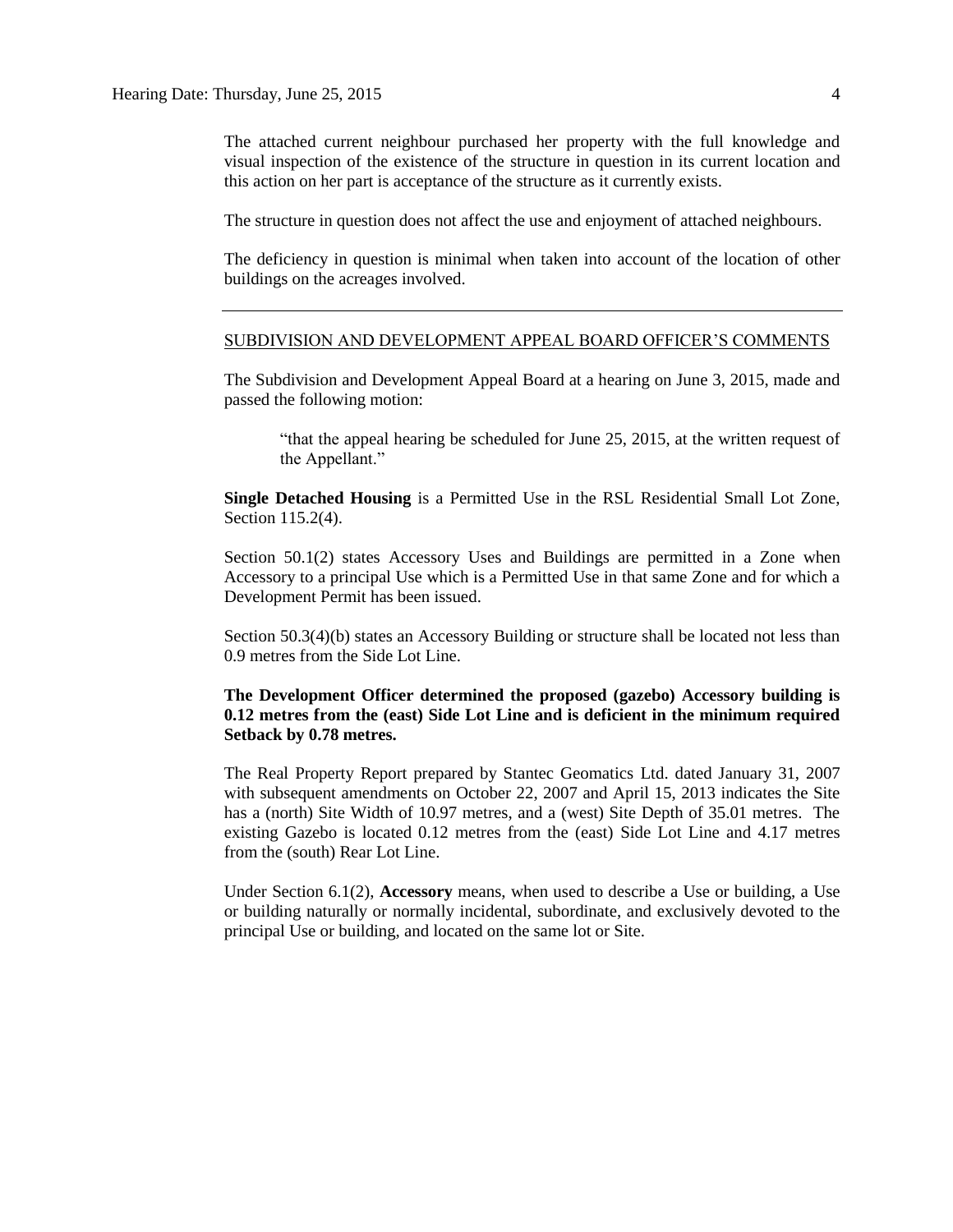The attached current neighbour purchased her property with the full knowledge and visual inspection of the existence of the structure in question in its current location and this action on her part is acceptance of the structure as it currently exists.

The structure in question does not affect the use and enjoyment of attached neighbours.

The deficiency in question is minimal when taken into account of the location of other buildings on the acreages involved.

---

SUBDIVISION AND DEVELOPMENT APPEAL BOARD OFFICER'S COMMENTS

The Subdivision and Development Appeal Board at a hearing on June 3, 2015, made and passed the following motion:

> "that the appeal hearing be scheduled for June 25, 2015, at the written request of the Appellant."

**Single Detached Housing** is a Permitted Use in the RSL Residential Small Lot Zone, Section 115.2(4).

Section 50.1(2) states Accessory Uses and Buildings are permitted in a Zone when Accessory to a principal Use which is a Permitted Use in that same Zone and for which a Development Permit has been issued.

Section 50.3(4)(b) states an Accessory Building or structure shall be located not less than 0.9 metres from the Side Lot Line.

**The Development Officer determined the proposed (gazebo) Accessory building is 0.12 metres from the (east) Side Lot Line and is deficient in the minimum required Setback by 0.78 metres.**

The Real Property Report prepared by Stantec Geomatics Ltd. dated January 31, 2007 with subsequent amendments on October 22, 2007 and April 15, 2013 indicates the Site has a (north) Site Width of 10.97 metres, and a (west) Site Depth of 35.01 metres. The existing Gazebo is located 0.12 metres from the (east) Side Lot Line and 4.17 metres from the (south) Rear Lot Line.

Under Section 6.1(2), **Accessory** means, when used to describe a Use or building, a Use or building naturally or normally incidental, subordinate, and exclusively devoted to the principal Use or building, and located on the same lot or Site.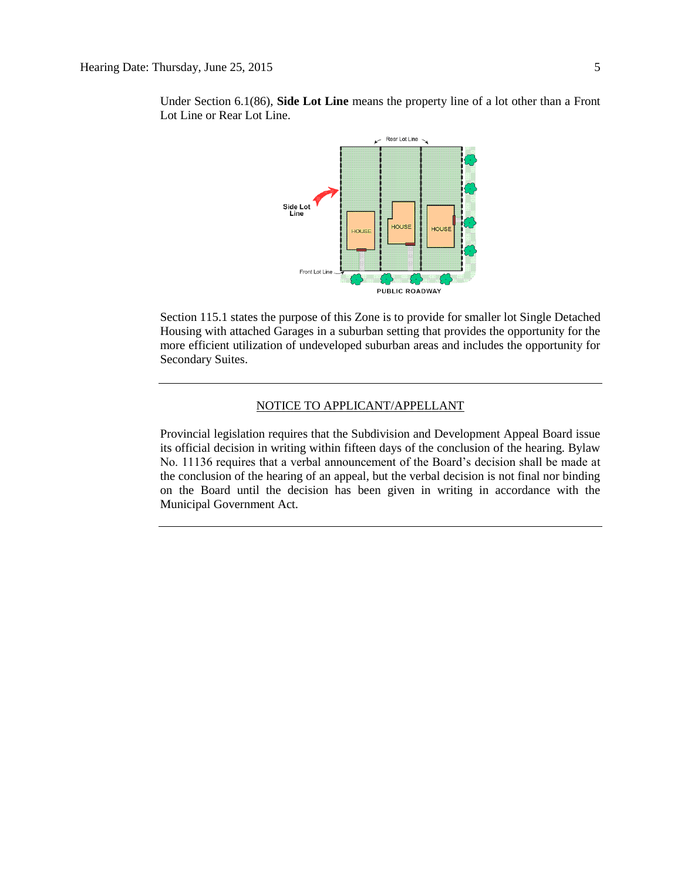Under Section 6.1(86), **Side Lot Line** means the property line of a lot other than a Front Lot Line or Rear Lot Line.

Section 115.1 states the purpose of this Zone is to provide for smaller lot Single Detached Housing with attached Garages in a suburban setting that provides the opportunity for the more efficient utilization of undeveloped suburban areas and includes the opportunity for Secondary Suites.

---

NOTICE TO APPLICANT/APPELLANT

Provincial legislation requires that the Subdivision and Development Appeal Board issue its official decision in writing within fifteen days of the conclusion of the hearing. Bylaw No. 11136 requires that a verbal announcement of the Board's decision shall be made at the conclusion of the hearing of an appeal, but the verbal decision is not final nor binding on the Board until the decision has been given in writing in accordance with the Municipal Government Act.

---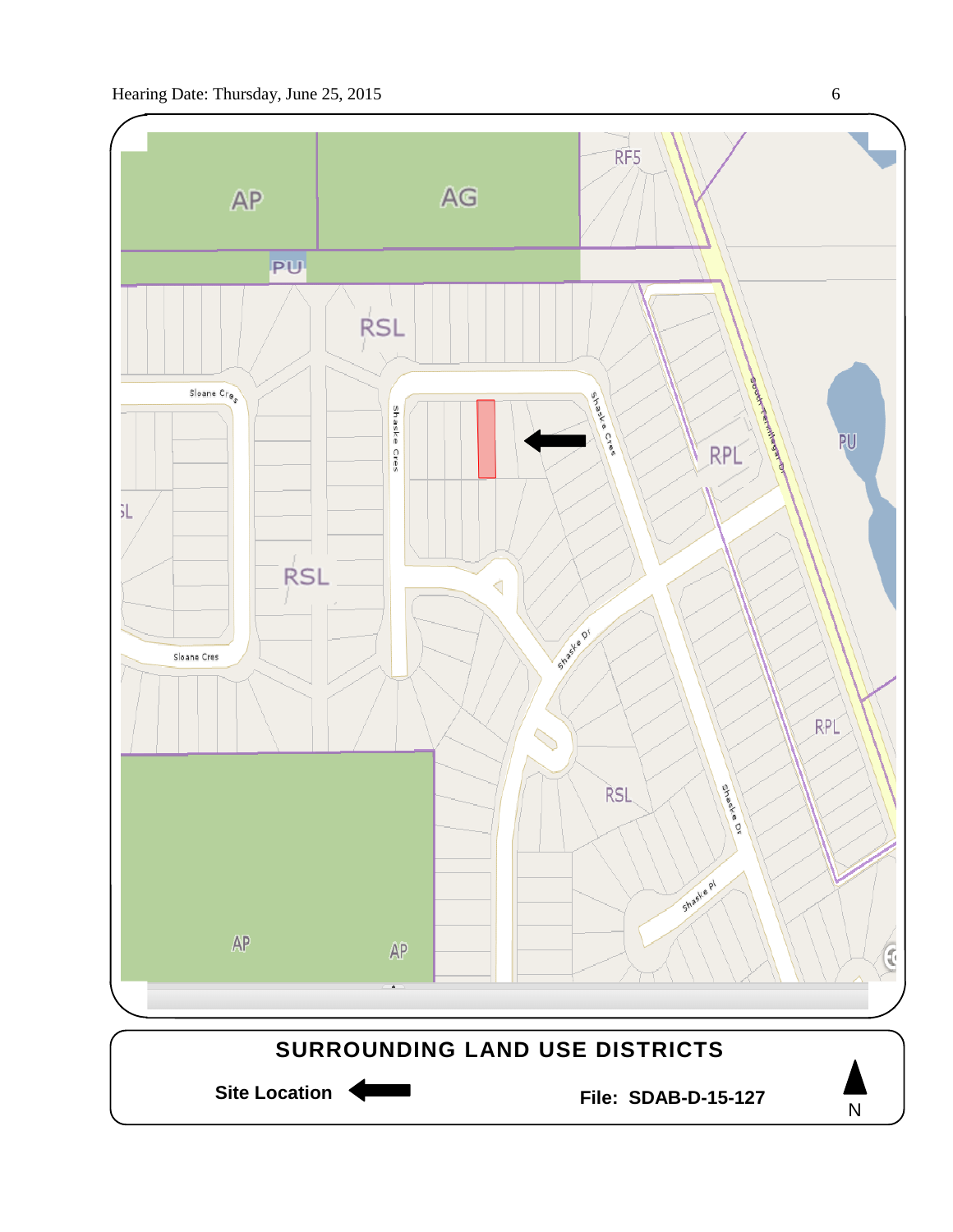AP

AG

RF5

PU

RSL

Sloane Cres

Shaske Cres

Shaske Cres

RPL

South Terwillegar Dr

PU

SL

RSL

Sloane Cres

Shaske Dr

RPL

RSL

Shaske Dr

Shaske Pl

AP

AP

**SURROUNDING LAND USE DISTRICTS**

**Site Location**

**File: SDAB-D-15-127**

N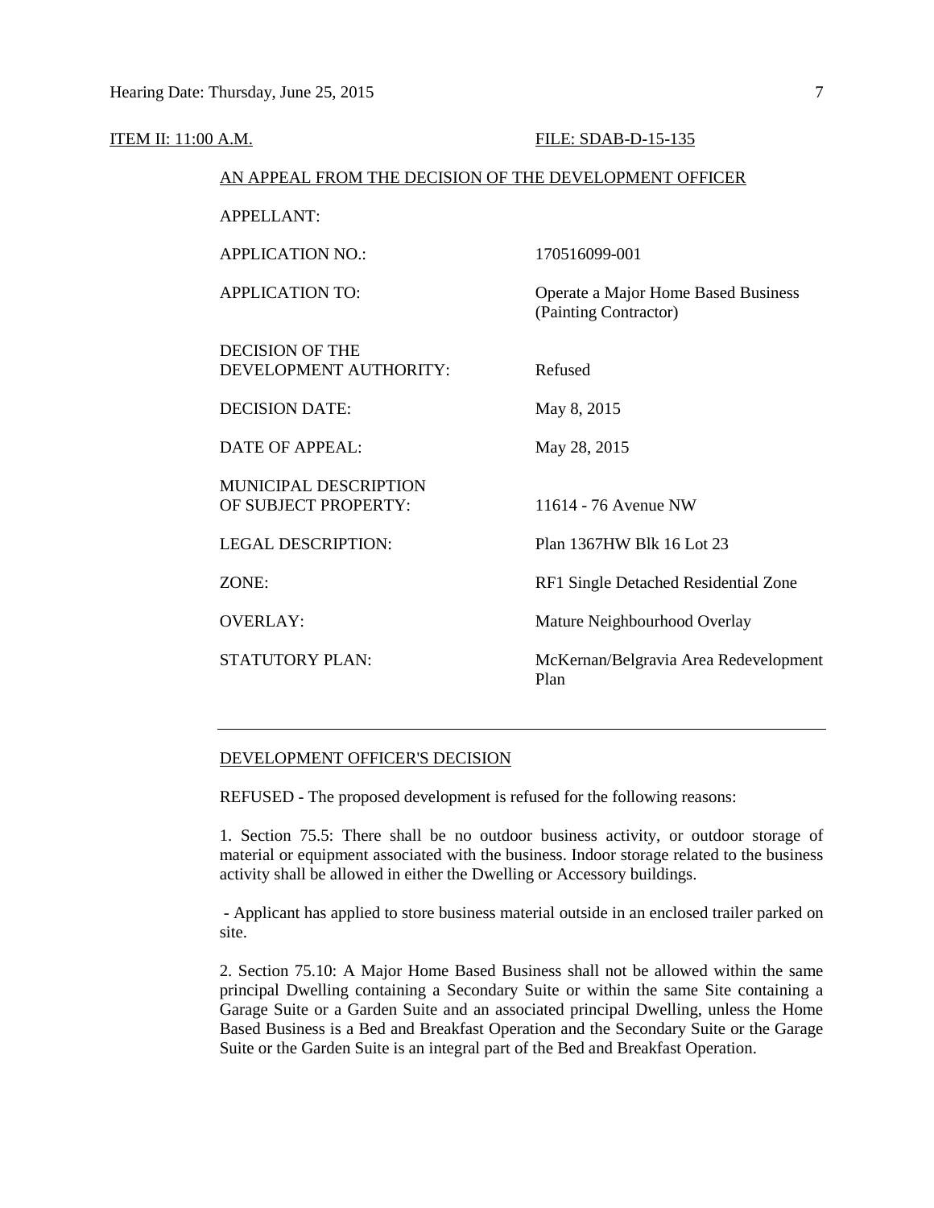ITEM II: 11:00 A.M. FILE: SDAB-D-15-135

AN APPEAL FROM THE DECISION OF THE DEVELOPMENT OFFICER

| | |
|---|---|
| APPELLANT: | |
| APPLICATION NO.: | 170516099-001 |
| APPLICATION TO: | Operate a Major Home Based Business (Painting Contractor) |
| DECISION OF THE DEVELOPMENT AUTHORITY: | Refused |
| DECISION DATE: | May 8, 2015 |
| DATE OF APPEAL: | May 28, 2015 |
| MUNICIPAL DESCRIPTION OF SUBJECT PROPERTY: | 11614 - 76 Avenue NW |
| LEGAL DESCRIPTION: | Plan 1367HW Blk 16 Lot 23 |
| ZONE: | RF1 Single Detached Residential Zone |
| OVERLAY: | Mature Neighbourhood Overlay |
| STATUTORY PLAN: | McKernan/Belgravia Area Redevelopment Plan |

---

DEVELOPMENT OFFICER'S DECISION

REFUSED - The proposed development is refused for the following reasons:

1. Section 75.5: There shall be no outdoor business activity, or outdoor storage of material or equipment associated with the business. Indoor storage related to the business activity shall be allowed in either the Dwelling or Accessory buildings.

- Applicant has applied to store business material outside in an enclosed trailer parked on site.

2. Section 75.10: A Major Home Based Business shall not be allowed within the same principal Dwelling containing a Secondary Suite or within the same Site containing a Garage Suite or a Garden Suite and an associated principal Dwelling, unless the Home Based Business is a Bed and Breakfast Operation and the Secondary Suite or the Garage Suite or the Garden Suite is an integral part of the Bed and Breakfast Operation.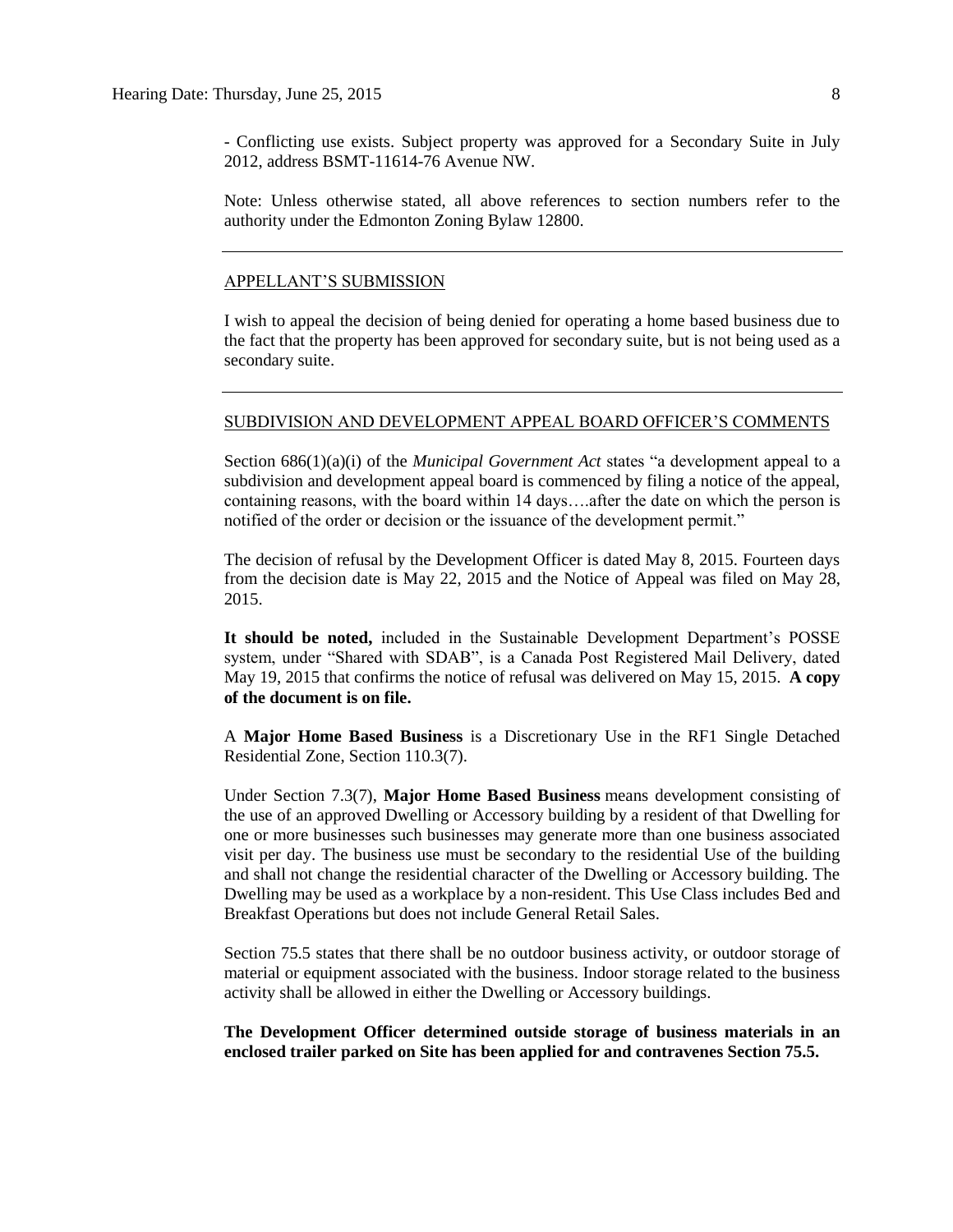- Conflicting use exists. Subject property was approved for a Secondary Suite in July 2012, address BSMT-11614-76 Avenue NW.

Note: Unless otherwise stated, all above references to section numbers refer to the authority under the Edmonton Zoning Bylaw 12800.

---

## APPELLANT'S SUBMISSION

I wish to appeal the decision of being denied for operating a home based business due to the fact that the property has been approved for secondary suite, but is not being used as a secondary suite.

---

## SUBDIVISION AND DEVELOPMENT APPEAL BOARD OFFICER'S COMMENTS

Section 686(1)(a)(i) of the *Municipal Government Act* states "a development appeal to a subdivision and development appeal board is commenced by filing a notice of the appeal, containing reasons, with the board within 14 days….after the date on which the person is notified of the order or decision or the issuance of the development permit."

The decision of refusal by the Development Officer is dated May 8, 2015. Fourteen days from the decision date is May 22, 2015 and the Notice of Appeal was filed on May 28, 2015.

**It should be noted,** included in the Sustainable Development Department's POSSE system, under "Shared with SDAB", is a Canada Post Registered Mail Delivery, dated May 19, 2015 that confirms the notice of refusal was delivered on May 15, 2015. **A copy of the document is on file.**

A **Major Home Based Business** is a Discretionary Use in the RF1 Single Detached Residential Zone, Section 110.3(7).

Under Section 7.3(7), **Major Home Based Business** means development consisting of the use of an approved Dwelling or Accessory building by a resident of that Dwelling for one or more businesses such businesses may generate more than one business associated visit per day. The business use must be secondary to the residential Use of the building and shall not change the residential character of the Dwelling or Accessory building. The Dwelling may be used as a workplace by a non-resident. This Use Class includes Bed and Breakfast Operations but does not include General Retail Sales.

Section 75.5 states that there shall be no outdoor business activity, or outdoor storage of material or equipment associated with the business. Indoor storage related to the business activity shall be allowed in either the Dwelling or Accessory buildings.

**The Development Officer determined outside storage of business materials in an enclosed trailer parked on Site has been applied for and contravenes Section 75.5.**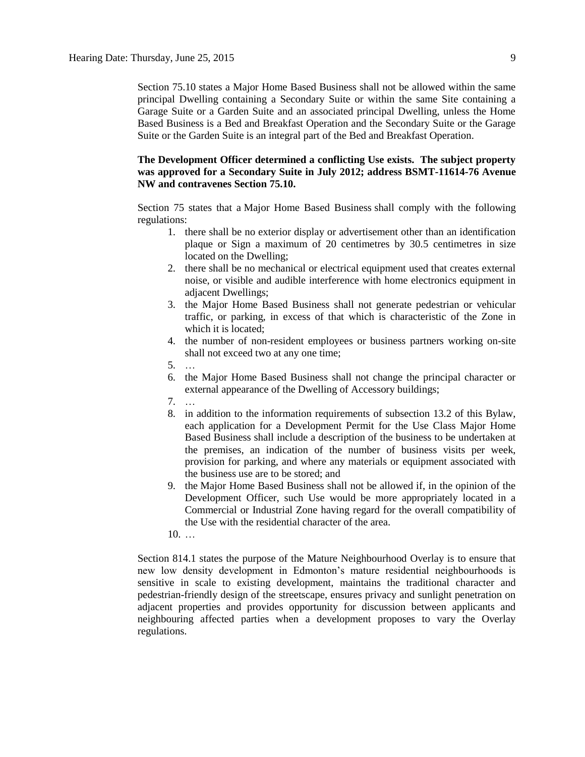Section 75.10 states a Major Home Based Business shall not be allowed within the same principal Dwelling containing a Secondary Suite or within the same Site containing a Garage Suite or a Garden Suite and an associated principal Dwelling, unless the Home Based Business is a Bed and Breakfast Operation and the Secondary Suite or the Garage Suite or the Garden Suite is an integral part of the Bed and Breakfast Operation.

**The Development Officer determined a conflicting Use exists. The subject property was approved for a Secondary Suite in July 2012; address BSMT-11614-76 Avenue NW and contravenes Section 75.10.**

Section 75 states that a Major Home Based Business shall comply with the following regulations:

1. there shall be no exterior display or advertisement other than an identification plaque or Sign a maximum of 20 centimetres by 30.5 centimetres in size located on the Dwelling;
2. there shall be no mechanical or electrical equipment used that creates external noise, or visible and audible interference with home electronics equipment in adjacent Dwellings;
3. the Major Home Based Business shall not generate pedestrian or vehicular traffic, or parking, in excess of that which is characteristic of the Zone in which it is located;
4. the number of non-resident employees or business partners working on-site shall not exceed two at any one time;
5. …
6. the Major Home Based Business shall not change the principal character or external appearance of the Dwelling of Accessory buildings;
7. …
8. in addition to the information requirements of subsection 13.2 of this Bylaw, each application for a Development Permit for the Use Class Major Home Based Business shall include a description of the business to be undertaken at the premises, an indication of the number of business visits per week, provision for parking, and where any materials or equipment associated with the business use are to be stored; and
9. the Major Home Based Business shall not be allowed if, in the opinion of the Development Officer, such Use would be more appropriately located in a Commercial or Industrial Zone having regard for the overall compatibility of the Use with the residential character of the area.
10. …

Section 814.1 states the purpose of the Mature Neighbourhood Overlay is to ensure that new low density development in Edmonton's mature residential neighbourhoods is sensitive in scale to existing development, maintains the traditional character and pedestrian-friendly design of the streetscape, ensures privacy and sunlight penetration on adjacent properties and provides opportunity for discussion between applicants and neighbouring affected parties when a development proposes to vary the Overlay regulations.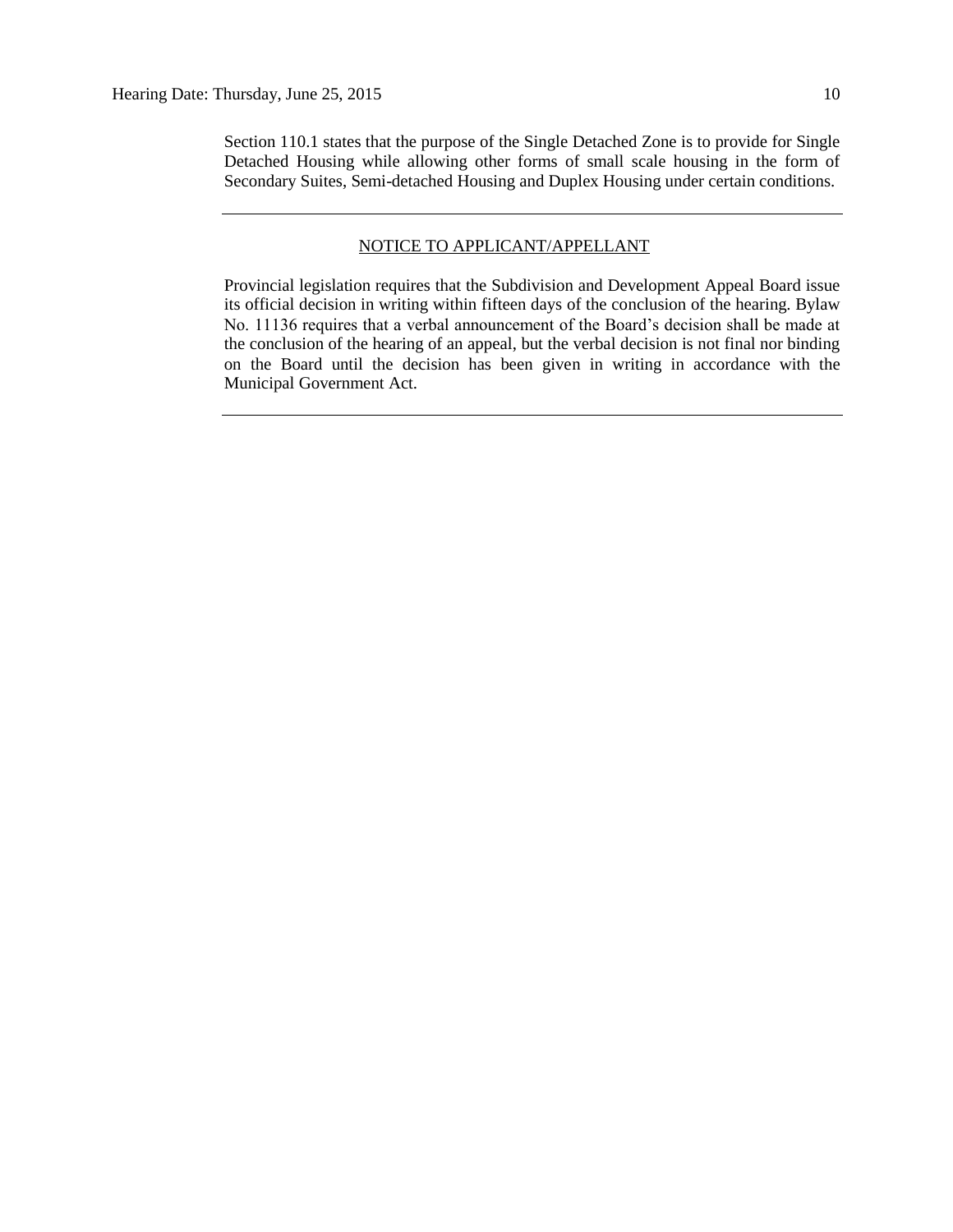Section 110.1 states that the purpose of the Single Detached Zone is to provide for Single Detached Housing while allowing other forms of small scale housing in the form of Secondary Suites, Semi-detached Housing and Duplex Housing under certain conditions.

---

## NOTICE TO APPLICANT/APPELLANT

Provincial legislation requires that the Subdivision and Development Appeal Board issue its official decision in writing within fifteen days of the conclusion of the hearing. Bylaw No. 11136 requires that a verbal announcement of the Board's decision shall be made at the conclusion of the hearing of an appeal, but the verbal decision is not final nor binding on the Board until the decision has been given in writing in accordance with the Municipal Government Act.

---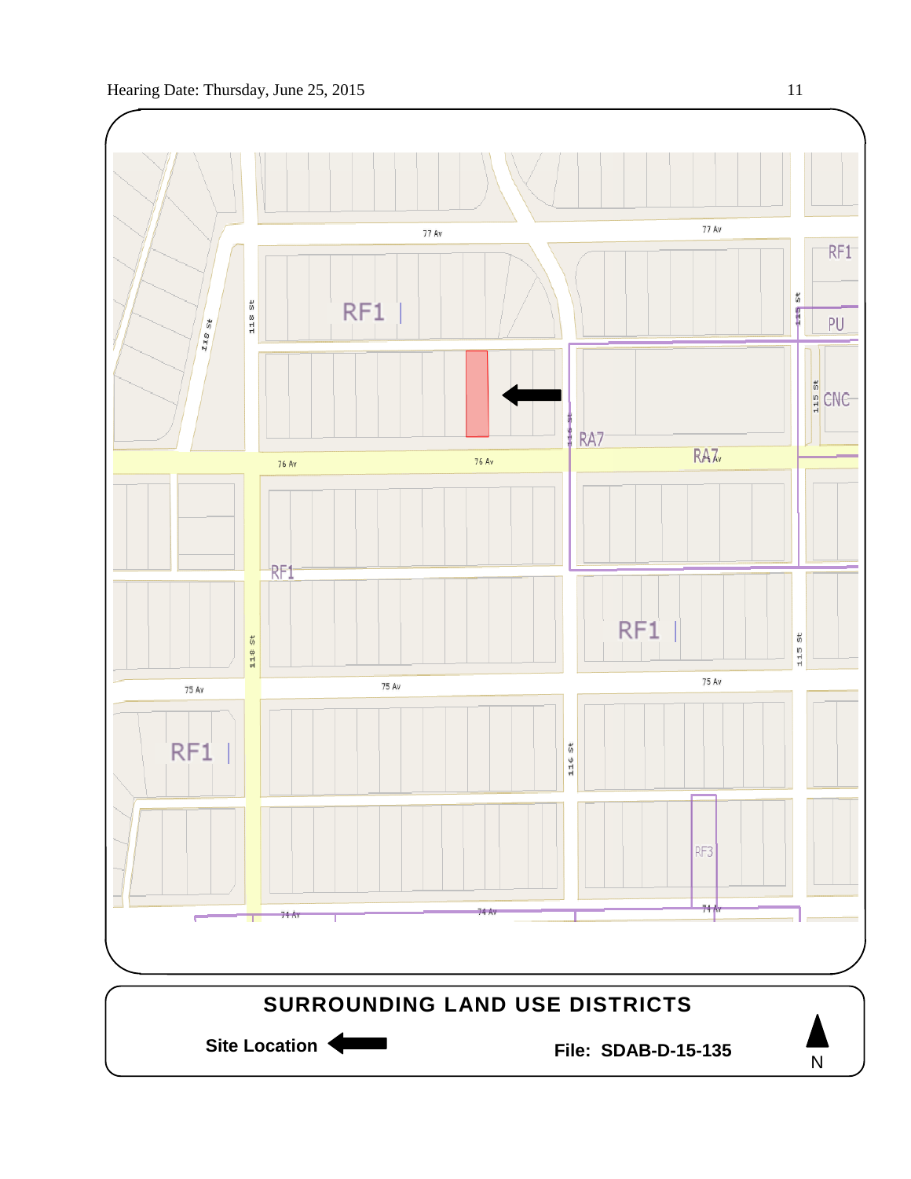77 Av

77 Av

RF1

RF1

PU

CNC

118 St

118 St

115 St

115 St

116 St

RA7

RA7

76 Av

76 Av

RF1

RF1

118 St

115 St

75 Av

75 Av

75 Av

RF1

116 St

RF3

74 Av

74 Av

74 Av

**SURROUNDING LAND USE DISTRICTS**

**Site Location**

**File: SDAB-D-15-135**

N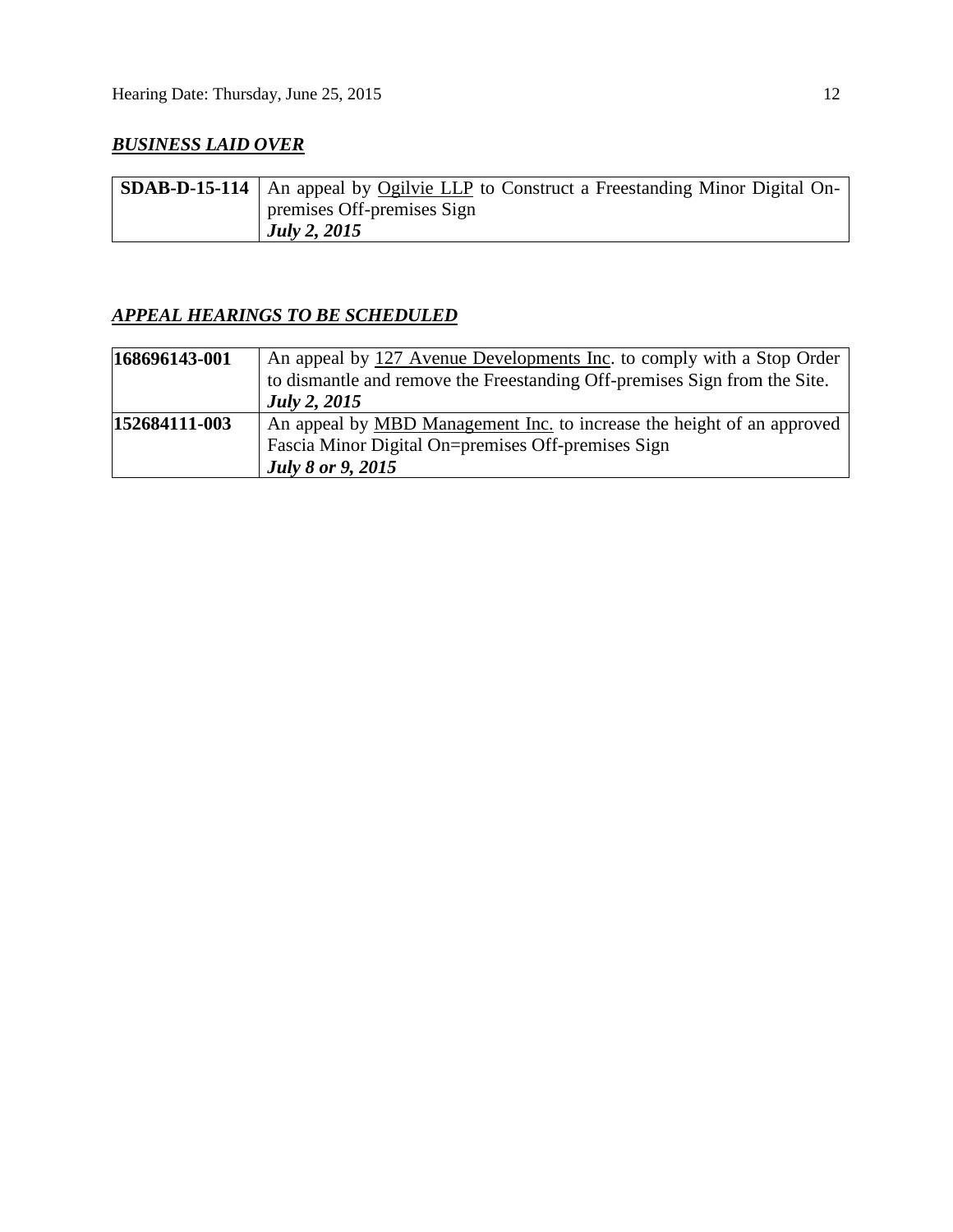***BUSINESS LAID OVER***

| | |
|---|---|
| **SDAB-D-15-114** | An appeal by Ogilvie LLP to Construct a Freestanding Minor Digital On-premises Off-premises Sign<br>***July 2, 2015*** |

***APPEAL HEARINGS TO BE SCHEDULED***

| | |
|---|---|
| **168696143-001** | An appeal by 127 Avenue Developments Inc. to comply with a Stop Order to dismantle and remove the Freestanding Off-premises Sign from the Site.<br>***July 2, 2015*** |
| **152684111-003** | An appeal by MBD Management Inc. to increase the height of an approved Fascia Minor Digital On=premises Off-premises Sign<br>***July 8 or 9, 2015*** |